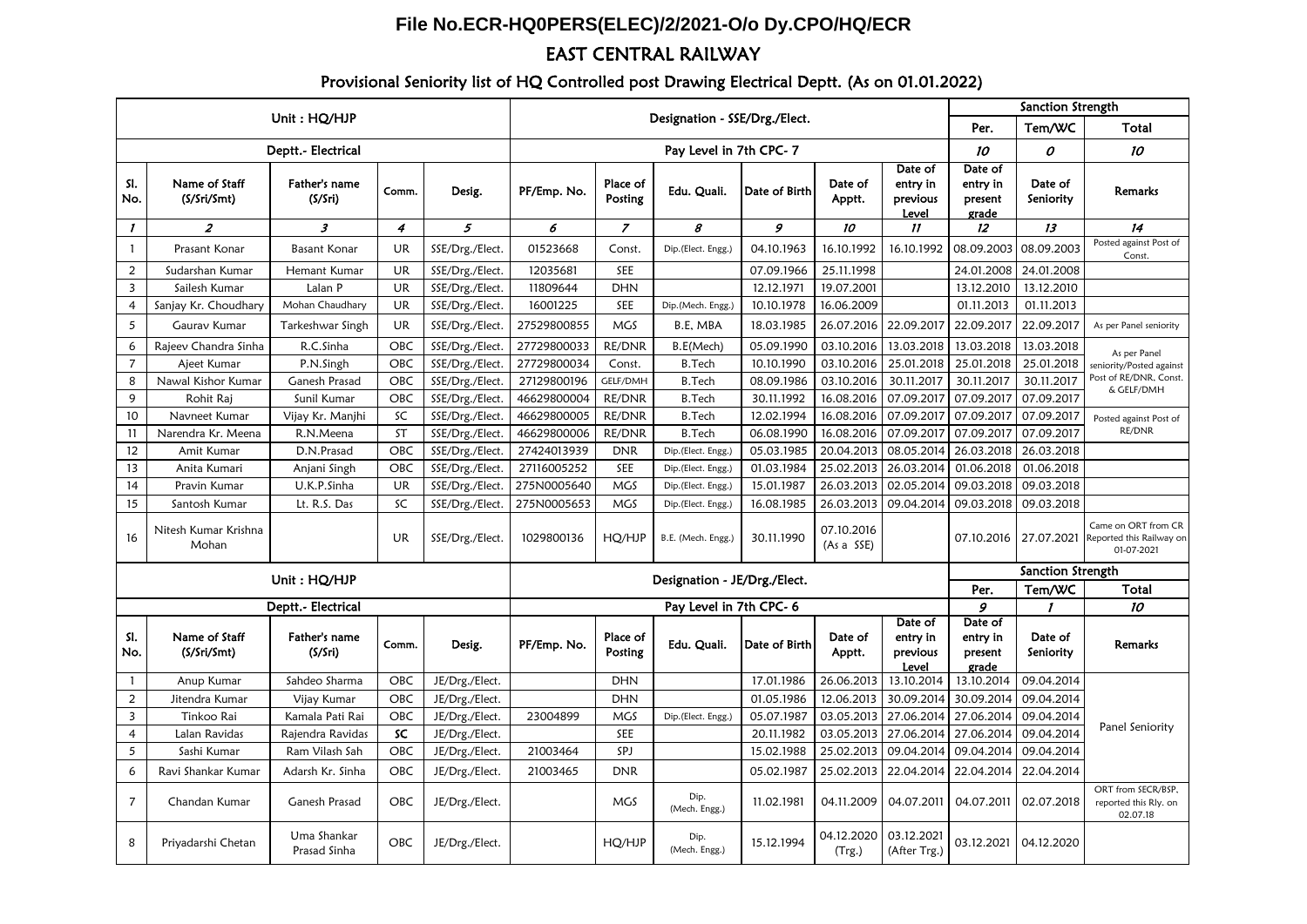# File No.ECR-HQ0PERS(ELEC)/2/2021-O/o Dy.CPO/HQ/ECR

## EAST CENTRAL RAILWAY

### Provisional Seniority list of HQ Controlled post Drawing Electrical Deptt. (As on 01.01.2022)

| Unit : HQ/HJP | | | | | Designation - SSE/Drg./Elect. | | | | | | Sanction Strength | | |
|---|---|---|---|---|---|---|---|---|---|---|---|---|---|
| | | | | | | | | | | | Per. | Tem/WC | Total |
| Deptt.- Electrical | | | | | Pay Level in 7th CPC- 7 | | | | | | 10 | 0 | 10 |
| Sl. No. | Name of Staff (S/Sri/Smt) | Father's name (S/Sri) | Comm. | Desig. | PF/Emp. No. | Place of Posting | Edu. Quali. | Date of Birth | Date of Apptt. | Date of entry in previous Level | Date of entry in present grade | Date of Seniority | Remarks |
| 1 | 2 | 3 | 4 | 5 | 6 | 7 | 8 | 9 | 10 | 11 | 12 | 13 | 14 |
| 1 | Prasant Konar | Basant Konar | UR | SSE/Drg./Elect. | 01523668 | Const. | Dip.(Elect. Engg.) | 04.10.1963 | 16.10.1992 | 16.10.1992 | 08.09.2003 | 08.09.2003 | Posted against Post of Const. |
| 2 | Sudarshan Kumar | Hemant Kumar | UR | SSE/Drg./Elect. | 12035681 | SEE | | 07.09.1966 | 25.11.1998 | | 24.01.2008 | 24.01.2008 | |
| 3 | Sailesh Kumar | Lalan P | UR | SSE/Drg./Elect. | 11809644 | DHN | | 12.12.1971 | 19.07.2001 | | 13.12.2010 | 13.12.2010 | |
| 4 | Sanjay Kr. Choudhary | Mohan Chaudhary | UR | SSE/Drg./Elect. | 16001225 | SEE | Dip.(Mech. Engg.) | 10.10.1978 | 16.06.2009 | | 01.11.2013 | 01.11.2013 | |
| 5 | Gaurav Kumar | Tarkeshwar Singh | UR | SSE/Drg./Elect. | 27529800855 | MGS | B.E, MBA | 18.03.1985 | 26.07.2016 | 22.09.2017 | 22.09.2017 | 22.09.2017 | As per Panel seniority |
| 6 | Rajeev Chandra Sinha | R.C.Sinha | OBC | SSE/Drg./Elect. | 27729800033 | RE/DNR | B.E(Mech) | 05.09.1990 | 03.10.2016 | 13.03.2018 | 13.03.2018 | 13.03.2018 | As per Panel seniority/Posted against Post of RE/DNR, Const. & GELF/DMH |
| 7 | Ajeet Kumar | P.N.Singh | OBC | SSE/Drg./Elect. | 27729800034 | Const. | B.Tech | 10.10.1990 | 03.10.2016 | 25.01.2018 | 25.01.2018 | 25.01.2018 | |
| 8 | Nawal Kishor Kumar | Ganesh Prasad | OBC | SSE/Drg./Elect. | 27129800196 | GELF/DMH | B.Tech | 08.09.1986 | 03.10.2016 | 30.11.2017 | 30.11.2017 | 30.11.2017 | |
| 9 | Rohit Raj | Sunil Kumar | OBC | SSE/Drg./Elect. | 46629800004 | RE/DNR | B.Tech | 30.11.1992 | 16.08.2016 | 07.09.2017 | 07.09.2017 | 07.09.2017 | |
| 10 | Navneet Kumar | Vijay Kr. Manjhi | SC | SSE/Drg./Elect. | 46629800005 | RE/DNR | B.Tech | 12.02.1994 | 16.08.2016 | 07.09.2017 | 07.09.2017 | 07.09.2017 | Posted against Post of RE/DNR |
| 11 | Narendra Kr. Meena | R.N.Meena | ST | SSE/Drg./Elect. | 46629800006 | RE/DNR | B.Tech | 06.08.1990 | 16.08.2016 | 07.09.2017 | 07.09.2017 | 07.09.2017 | |
| 12 | Amit Kumar | D.N.Prasad | OBC | SSE/Drg./Elect. | 27424013939 | DNR | Dip.(Elect. Engg.) | 05.03.1985 | 20.04.2013 | 08.05.2014 | 26.03.2018 | 26.03.2018 | |
| 13 | Anita Kumari | Anjani Singh | OBC | SSE/Drg./Elect. | 27116005252 | SEE | Dip.(Elect. Engg.) | 01.03.1984 | 25.02.2013 | 26.03.2014 | 01.06.2018 | 01.06.2018 | |
| 14 | Pravin Kumar | U.K.P.Sinha | UR | SSE/Drg./Elect. | 275N0005640 | MGS | Dip.(Elect. Engg.) | 15.01.1987 | 26.03.2013 | 02.05.2014 | 09.03.2018 | 09.03.2018 | |
| 15 | Santosh Kumar | Lt. R.S. Das | SC | SSE/Drg./Elect. | 275N0005653 | MGS | Dip.(Elect. Engg.) | 16.08.1985 | 26.03.2013 | 09.04.2014 | 09.03.2018 | 09.03.2018 | |
| 16 | Nitesh Kumar Krishna Mohan | | UR | SSE/Drg./Elect. | 1029800136 | HQ/HJP | B.E. (Mech. Engg.) | 30.11.1990 | 07.10.2016 (As a SSE) | | 07.10.2016 | 27.07.2021 | Came on ORT from CR Reported this Railway on 01-07-2021 |

| Unit : HQ/HJP | | | | | Designation - JE/Drg./Elect. | | | | | | Sanction Strength | | |
|---|---|---|---|---|---|---|---|---|---|---|---|---|---|
| | | | | | | | | | | | Per. | Tem/WC | Total |
| Deptt.- Electrical | | | | | Pay Level in 7th CPC- 6 | | | | | | 9 | 1 | 10 |
| Sl. No. | Name of Staff (S/Sri/Smt) | Father's name (S/Sri) | Comm. | Desig. | PF/Emp. No. | Place of Posting | Edu. Quali. | Date of Birth | Date of Apptt. | Date of entry in previous Level | Date of entry in present grade | Date of Seniority | Remarks |
| 1 | Anup Kumar | Sahdeo Sharma | OBC | JE/Drg./Elect. | | DHN | | 17.01.1986 | 26.06.2013 | 13.10.2014 | 13.10.2014 | 09.04.2014 | Panel Seniority |
| 2 | Jitendra Kumar | Vijay Kumar | OBC | JE/Drg./Elect. | | DHN | | 01.05.1986 | 12.06.2013 | 30.09.2014 | 30.09.2014 | 09.04.2014 | |
| 3 | Tinkoo Rai | Kamala Pati Rai | OBC | JE/Drg./Elect. | 23004899 | MGS | Dip.(Elect. Engg.) | 05.07.1987 | 03.05.2013 | 27.06.2014 | 27.06.2014 | 09.04.2014 | |
| 4 | Lalan Ravidas | Rajendra Ravidas | SC | JE/Drg./Elect. | | SEE | | 20.11.1982 | 03.05.2013 | 27.06.2014 | 27.06.2014 | 09.04.2014 | |
| 5 | Sashi Kumar | Ram Vilash Sah | OBC | JE/Drg./Elect. | 21003464 | SPJ | | 15.02.1988 | 25.02.2013 | 09.04.2014 | 09.04.2014 | 09.04.2014 | |
| 6 | Ravi Shankar Kumar | Adarsh Kr. Sinha | OBC | JE/Drg./Elect. | 21003465 | DNR | | 05.02.1987 | 25.02.2013 | 22.04.2014 | 22.04.2014 | 22.04.2014 | |
| 7 | Chandan Kumar | Ganesh Prasad | OBC | JE/Drg./Elect. | | MGS | Dip. (Mech. Engg.) | 11.02.1981 | 04.11.2009 | 04.07.2011 | 04.07.2011 | 02.07.2018 | ORT from SECR/BSP, reported this Rly. on 02.07.18 |
| 8 | Priyadarshi Chetan | Uma Shankar Prasad Sinha | OBC | JE/Drg./Elect. | | HQ/HJP | Dip. (Mech. Engg.) | 15.12.1994 | 04.12.2020 (Trg.) | 03.12.2021 (After Trg.) | 03.12.2021 | 04.12.2020 | |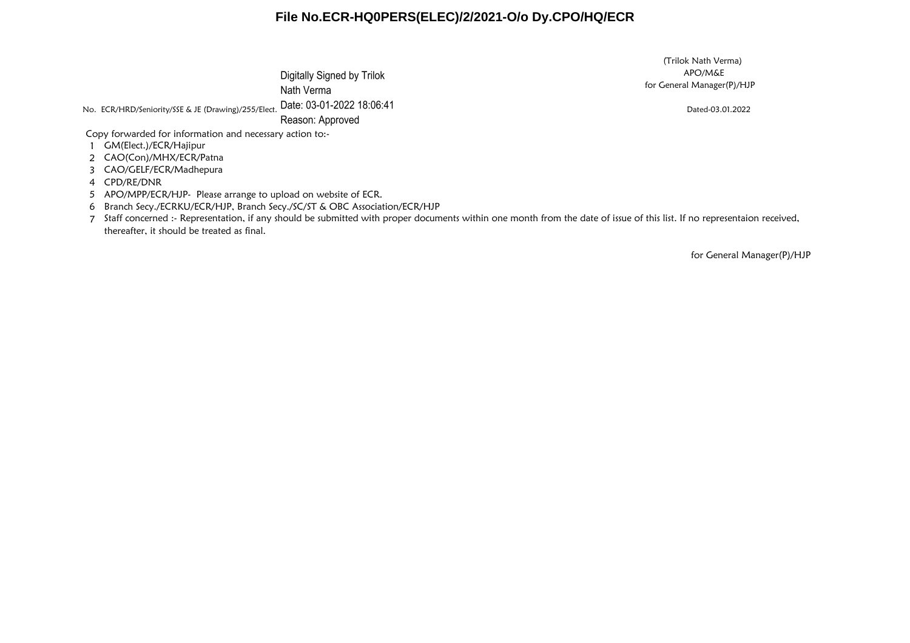**File No.ECR-HQ0PERS(ELEC)/2/2021-O/o Dy.CPO/HQ/ECR**

(Trilok Nath Verma)
APO/M&E
for General Manager(P)/HJP

Digitally Signed by Trilok Nath Verma
Date: 03-01-2022 18:06:41
Reason: Approved

No. ECR/HRD/Seniority/SSE & JE (Drawing)/255/Elect. Dated-03.01.2022

Copy forwarded for information and necessary action to:-

1 GM(Elect.)/ECR/Hajipur
2 CAO(Con)/MHX/ECR/Patna
3 CAO/GELF/ECR/Madhepura
4 CPD/RE/DNR
5 APO/MPP/ECR/HJP- Please arrange to upload on website of ECR.
6 Branch Secy./ECRKU/ECR/HJP, Branch Secy./SC/ST & OBC Association/ECR/HJP
7 Staff concerned :- Representation, if any should be submitted with proper documents within one month from the date of issue of this list. If no representaion received, thereafter, it should be treated as final.

for General Manager(P)/HJP